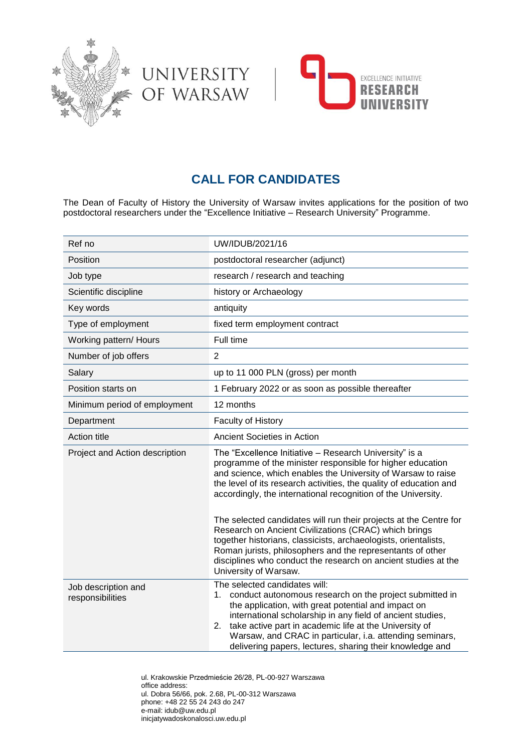# CALL FOR CANDIDATES

The Dean of Faculty of History the University of Warsaw invites applications for the position of two postdoctoral researchers under the "Excellence Initiative – Research University" Programme.

| | |
|---|---|
| Ref no | UW/IDUB/2021/16 |
| Position | postdoctoral researcher (adjunct) |
| Job type | research / research and teaching |
| Scientific discipline | history or Archaeology |
| Key words | antiquity |
| Type of employment | fixed term employment contract |
| Working pattern/ Hours | Full time |
| Number of job offers | 2 |
| Salary | up to 11 000 PLN (gross) per month |
| Position starts on | 1 February 2022 or as soon as possible thereafter |
| Minimum period of employment | 12 months |
| Department | Faculty of History |
| Action title | Ancient Societies in Action |
| Project and Action description | The "Excellence Initiative – Research University" is a programme of the minister responsible for higher education and science, which enables the University of Warsaw to raise the level of its research activities, the quality of education and accordingly, the international recognition of the University.<br><br>The selected candidates will run their projects at the Centre for Research on Ancient Civilizations (CRAC) which brings together historians, classicists, archaeologists, orientalists, Roman jurists, philosophers and the representants of other disciplines who conduct the research on ancient studies at the University of Warsaw. |
| Job description and responsibilities | The selected candidates will:<br>1. conduct autonomous research on the project submitted in the application, with great potential and impact on international scholarship in any field of ancient studies,<br>2. take active part in academic life at the University of Warsaw, and CRAC in particular, i.a. attending seminars, delivering papers, lectures, sharing their knowledge and |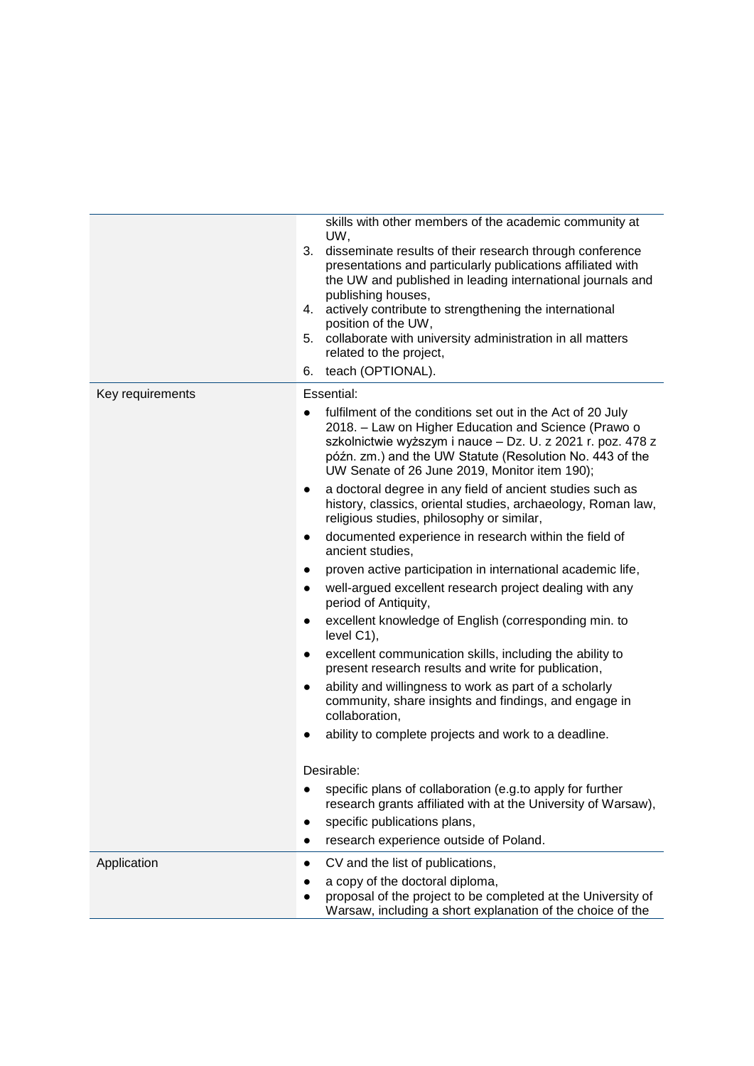| | |
|---|---|
| | skills with other members of the academic community at UW,<br>3. disseminate results of their research through conference presentations and particularly publications affiliated with the UW and published in leading international journals and publishing houses,<br>4. actively contribute to strengthening the international position of the UW,<br>5. collaborate with university administration in all matters related to the project,<br>6. teach (OPTIONAL). |
| Key requirements | Essential:<br>● fulfilment of the conditions set out in the Act of 20 July 2018. – Law on Higher Education and Science (Prawo o szkolnictwie wyższym i nauce – Dz. U. z 2021 r. poz. 478 z późn. zm.) and the UW Statute (Resolution No. 443 of the UW Senate of 26 June 2019, Monitor item 190);<br>● a doctoral degree in any field of ancient studies such as history, classics, oriental studies, archaeology, Roman law, religious studies, philosophy or similar,<br>● documented experience in research within the field of ancient studies,<br>● proven active participation in international academic life,<br>● well-argued excellent research project dealing with any period of Antiquity,<br>● excellent knowledge of English (corresponding min. to level C1),<br>● excellent communication skills, including the ability to present research results and write for publication,<br>● ability and willingness to work as part of a scholarly community, share insights and findings, and engage in collaboration,<br>● ability to complete projects and work to a deadline.<br><br>Desirable:<br>● specific plans of collaboration (e.g.to apply for further research grants affiliated with at the University of Warsaw),<br>● specific publications plans,<br>● research experience outside of Poland. |
| Application | ● CV and the list of publications,<br>● a copy of the doctoral diploma,<br>● proposal of the project to be completed at the University of Warsaw, including a short explanation of the choice of the |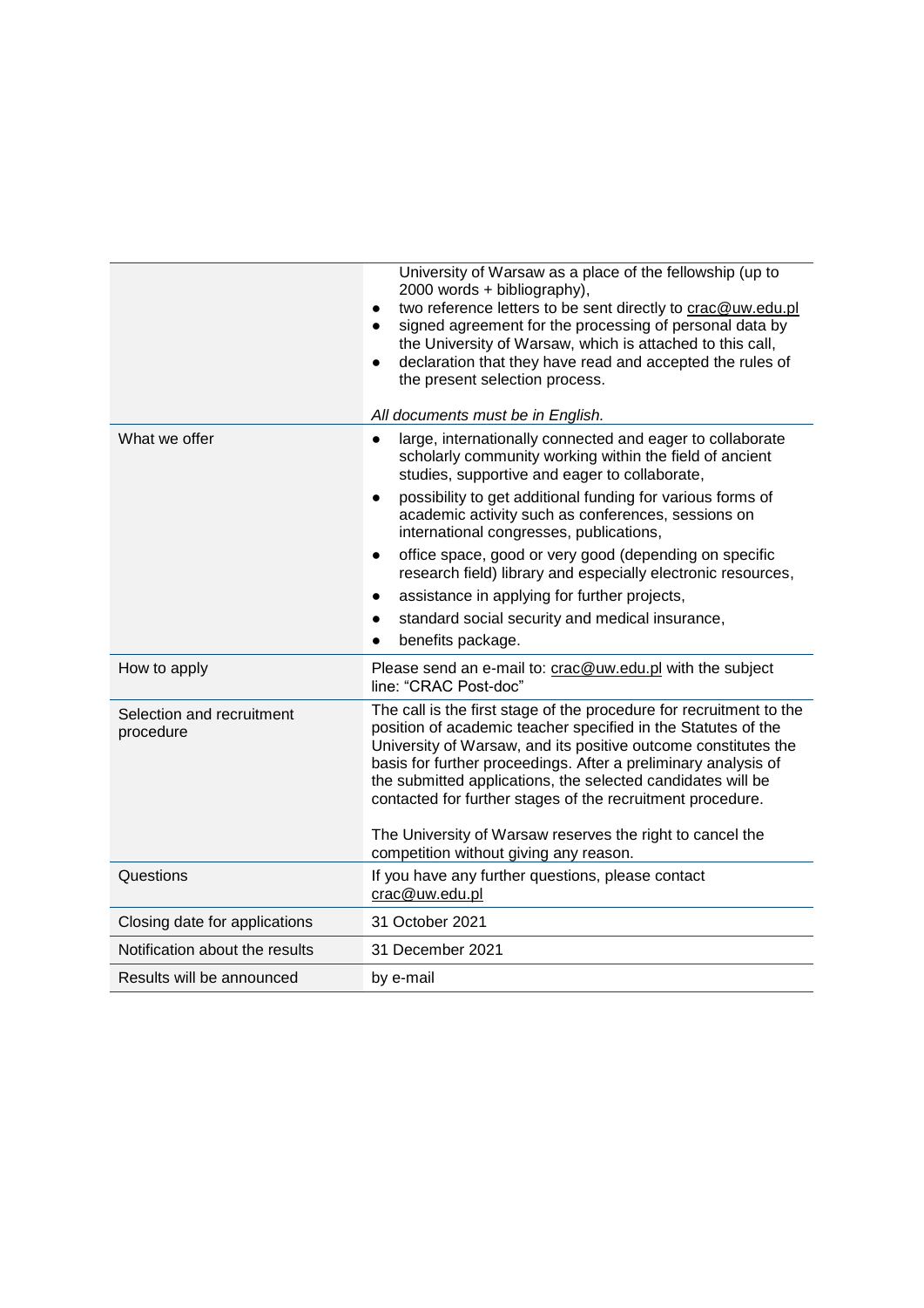| | |
|---|---|
| | University of Warsaw as a place of the fellowship (up to 2000 words + bibliography),<br>● two reference letters to be sent directly to crac@uw.edu.pl<br>● signed agreement for the processing of personal data by the University of Warsaw, which is attached to this call,<br>● declaration that they have read and accepted the rules of the present selection process.<br><br>*All documents must be in English.* |
| What we offer | ● large, internationally connected and eager to collaborate scholarly community working within the field of ancient studies, supportive and eager to collaborate,<br>● possibility to get additional funding for various forms of academic activity such as conferences, sessions on international congresses, publications,<br>● office space, good or very good (depending on specific research field) library and especially electronic resources,<br>● assistance in applying for further projects,<br>● standard social security and medical insurance,<br>● benefits package. |
| How to apply | Please send an e-mail to: crac@uw.edu.pl with the subject line: "CRAC Post-doc" |
| Selection and recruitment procedure | The call is the first stage of the procedure for recruitment to the position of academic teacher specified in the Statutes of the University of Warsaw, and its positive outcome constitutes the basis for further proceedings. After a preliminary analysis of the submitted applications, the selected candidates will be contacted for further stages of the recruitment procedure.<br><br>The University of Warsaw reserves the right to cancel the competition without giving any reason. |
| Questions | If you have any further questions, please contact crac@uw.edu.pl |
| Closing date for applications | 31 October 2021 |
| Notification about the results | 31 December 2021 |
| Results will be announced | by e-mail |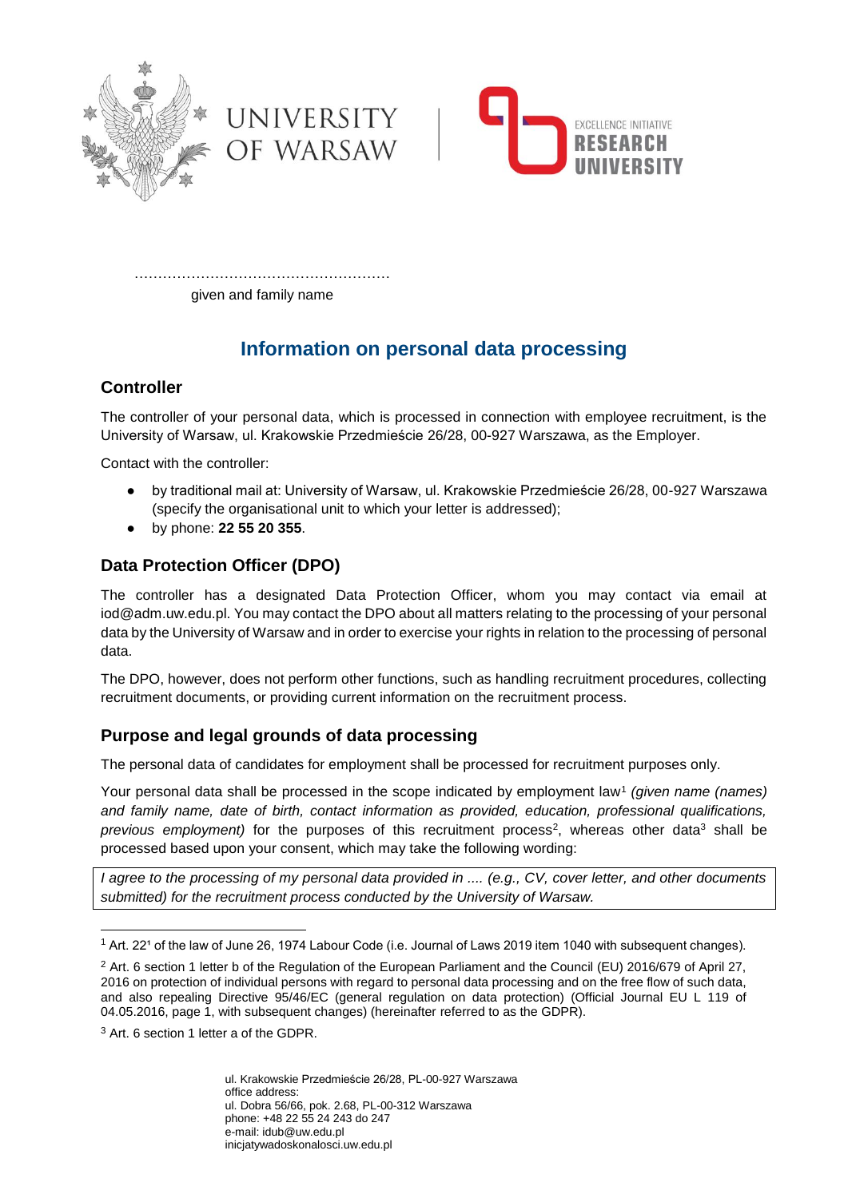……………………………………………

given and family name

# Information on personal data processing

## Controller

The controller of your personal data, which is processed in connection with employee recruitment, is the University of Warsaw, ul. Krakowskie Przedmieście 26/28, 00-927 Warszawa, as the Employer.

Contact with the controller:

- by traditional mail at: University of Warsaw, ul. Krakowskie Przedmieście 26/28, 00-927 Warszawa (specify the organisational unit to which your letter is addressed);
- by phone: **22 55 20 355**.

## Data Protection Officer (DPO)

The controller has a designated Data Protection Officer, whom you may contact via email at iod@adm.uw.edu.pl. You may contact the DPO about all matters relating to the processing of your personal data by the University of Warsaw and in order to exercise your rights in relation to the processing of personal data.

The DPO, however, does not perform other functions, such as handling recruitment procedures, collecting recruitment documents, or providing current information on the recruitment process.

## Purpose and legal grounds of data processing

The personal data of candidates for employment shall be processed for recruitment purposes only.

Your personal data shall be processed in the scope indicated by employment law[1] *(given name (names) and family name, date of birth, contact information as provided, education, professional qualifications, previous employment)* for the purposes of this recruitment process[2], whereas other data[3] shall be processed based upon your consent, which may take the following wording:

*I agree to the processing of my personal data provided in .... (e.g., CV, cover letter, and other documents submitted) for the recruitment process conducted by the University of Warsaw.*

---

[1] Art. 22¹ of the law of June 26, 1974 Labour Code (i.e. Journal of Laws 2019 item 1040 with subsequent changes).

[2] Art. 6 section 1 letter b of the Regulation of the European Parliament and the Council (EU) 2016/679 of April 27, 2016 on protection of individual persons with regard to personal data processing and on the free flow of such data, and also repealing Directive 95/46/EC (general regulation on data protection) (Official Journal EU L 119 of 04.05.2016, page 1, with subsequent changes) (hereinafter referred to as the GDPR).

[3] Art. 6 section 1 letter a of the GDPR.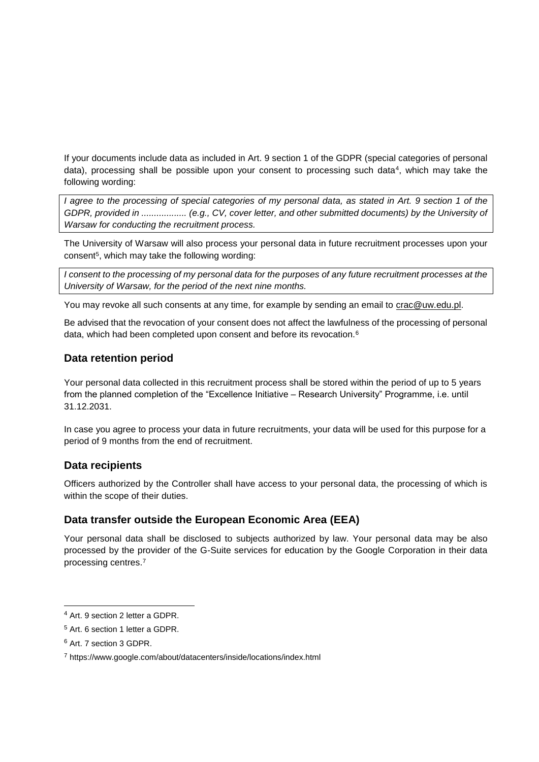If your documents include data as included in Art. 9 section 1 of the GDPR (special categories of personal data), processing shall be possible upon your consent to processing such data[4], which may take the following wording:

*I agree to the processing of special categories of my personal data, as stated in Art. 9 section 1 of the GDPR, provided in .................. (e.g., CV, cover letter, and other submitted documents) by the University of Warsaw for conducting the recruitment process.*

The University of Warsaw will also process your personal data in future recruitment processes upon your consent[5], which may take the following wording:

*I consent to the processing of my personal data for the purposes of any future recruitment processes at the University of Warsaw, for the period of the next nine months.*

You may revoke all such consents at any time, for example by sending an email to crac@uw.edu.pl.

Be advised that the revocation of your consent does not affect the lawfulness of the processing of personal data, which had been completed upon consent and before its revocation.[6]

## Data retention period

Your personal data collected in this recruitment process shall be stored within the period of up to 5 years from the planned completion of the "Excellence Initiative – Research University" Programme, i.e. until 31.12.2031.

In case you agree to process your data in future recruitments, your data will be used for this purpose for a period of 9 months from the end of recruitment.

## Data recipients

Officers authorized by the Controller shall have access to your personal data, the processing of which is within the scope of their duties.

## Data transfer outside the European Economic Area (EEA)

Your personal data shall be disclosed to subjects authorized by law. Your personal data may be also processed by the provider of the G-Suite services for education by the Google Corporation in their data processing centres.[7]

---

[4] Art. 9 section 2 letter a GDPR.

[5] Art. 6 section 1 letter a GDPR.

[6] Art. 7 section 3 GDPR.

[7] https://www.google.com/about/datacenters/inside/locations/index.html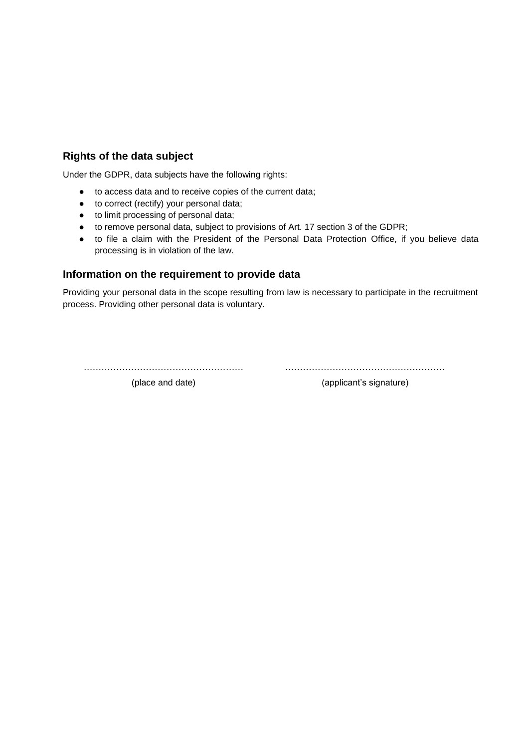## Rights of the data subject

Under the GDPR, data subjects have the following rights:

- to access data and to receive copies of the current data;
- to correct (rectify) your personal data;
- to limit processing of personal data;
- to remove personal data, subject to provisions of Art. 17 section 3 of the GDPR;
- to file a claim with the President of the Personal Data Protection Office, if you believe data processing is in violation of the law.

## Information on the requirement to provide data

Providing your personal data in the scope resulting from law is necessary to participate in the recruitment process. Providing other personal data is voluntary.

| | |
|---|---|
| ……………………………………………… | ……………………………………………… |
| (place and date) | (applicant's signature) |